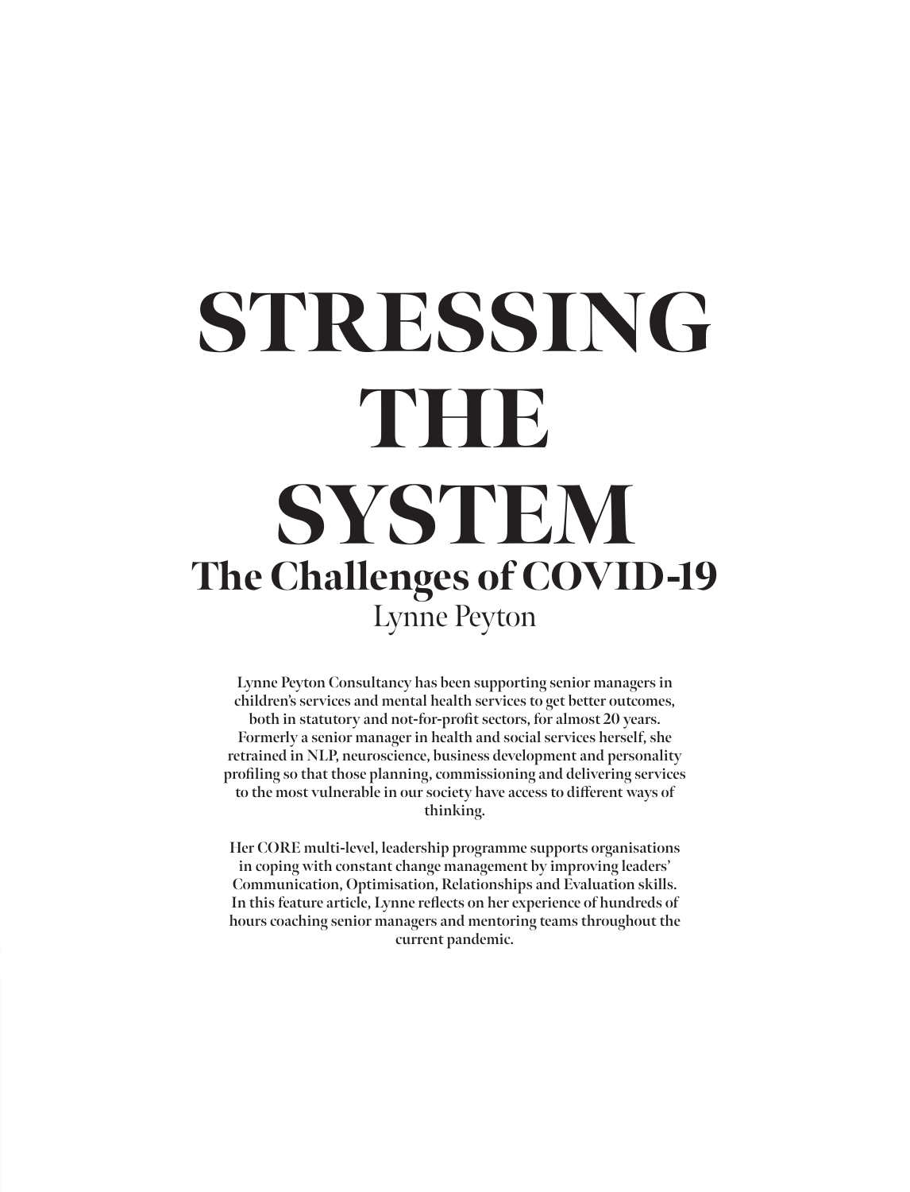# STRESSING THE SYSTEM

## The Challenges of COVID-19

Lynne Peyton

**Lynne Peyton Consultancy has been supporting senior managers in children's services and mental health services to get better outcomes, both in statutory and not-for-profit sectors, for almost 20 years. Formerly a senior manager in health and social services herself, she retrained in NLP, neuroscience, business development and personality profiling so that those planning, commissioning and delivering services to the most vulnerable in our society have access to different ways of thinking.**

**Her CORE multi-level, leadership programme supports organisations in coping with constant change management by improving leaders' Communication, Optimisation, Relationships and Evaluation skills. In this feature article, Lynne reflects on her experience of hundreds of hours coaching senior managers and mentoring teams throughout the current pandemic.**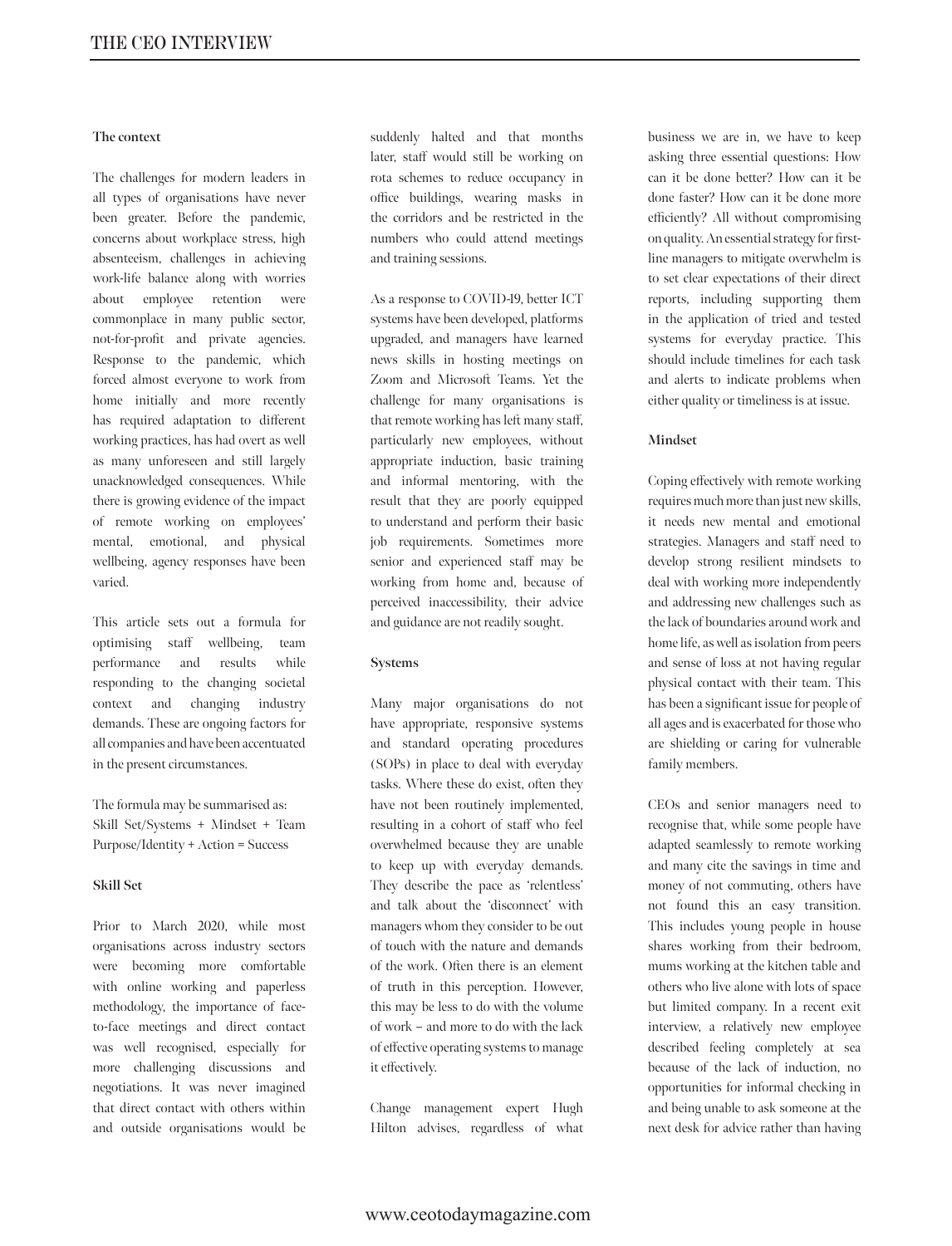### The context

The challenges for modern leaders in all types of organisations have never been greater. Before the pandemic, concerns about workplace stress, high absenteeism, challenges in achieving work-life balance along with worries about employee retention were commonplace in many public sector, not-for-profit and private agencies. Response to the pandemic, which forced almost everyone to work from home initially and more recently has required adaptation to different working practices, has had overt as well as many unforeseen and still largely unacknowledged consequences. While there is growing evidence of the impact of remote working on employees' mental, emotional, and physical wellbeing, agency responses have been varied.

This article sets out a formula for optimising staff wellbeing, team performance and results while responding to the changing societal context and changing industry demands. These are ongoing factors for all companies and have been accentuated in the present circumstances.

The formula may be summarised as:
Skill Set/Systems + Mindset + Team Purpose/Identity + Action = Success

### Skill Set

Prior to March 2020, while most organisations across industry sectors were becoming more comfortable with online working and paperless methodology, the importance of face-to-face meetings and direct contact was well recognised, especially for more challenging discussions and negotiations. It was never imagined that direct contact with others within and outside organisations would be suddenly halted and that months later, staff would still be working on rota schemes to reduce occupancy in office buildings, wearing masks in the corridors and be restricted in the numbers who could attend meetings and training sessions.

As a response to COVID-19, better ICT systems have been developed, platforms upgraded, and managers have learned news skills in hosting meetings on Zoom and Microsoft Teams. Yet the challenge for many organisations is that remote working has left many staff, particularly new employees, without appropriate induction, basic training and informal mentoring, with the result that they are poorly equipped to understand and perform their basic job requirements. Sometimes more senior and experienced staff may be working from home and, because of perceived inaccessibility, their advice and guidance are not readily sought.

### Systems

Many major organisations do not have appropriate, responsive systems and standard operating procedures (SOPs) in place to deal with everyday tasks. Where these do exist, often they have not been routinely implemented, resulting in a cohort of staff who feel overwhelmed because they are unable to keep up with everyday demands. They describe the pace as 'relentless' and talk about the 'disconnect' with managers whom they consider to be out of touch with the nature and demands of the work. Often there is an element of truth in this perception. However, this may be less to do with the volume of work – and more to do with the lack of effective operating systems to manage it effectively.

Change management expert Hugh Hilton advises, regardless of what business we are in, we have to keep asking three essential questions: How can it be done better? How can it be done faster? How can it be done more efficiently? All without compromising on quality. An essential strategy for first-line managers to mitigate overwhelm is to set clear expectations of their direct reports, including supporting them in the application of tried and tested systems for everyday practice. This should include timelines for each task and alerts to indicate problems when either quality or timeliness is at issue.

### Mindset

Coping effectively with remote working requires much more than just new skills, it needs new mental and emotional strategies. Managers and staff need to develop strong resilient mindsets to deal with working more independently and addressing new challenges such as the lack of boundaries around work and home life, as well as isolation from peers and sense of loss at not having regular physical contact with their team. This has been a significant issue for people of all ages and is exacerbated for those who are shielding or caring for vulnerable family members.

CEOs and senior managers need to recognise that, while some people have adapted seamlessly to remote working and many cite the savings in time and money of not commuting, others have not found this an easy transition. This includes young people in house shares working from their bedroom, mums working at the kitchen table and others who live alone with lots of space but limited company. In a recent exit interview, a relatively new employee described feeling completely at sea because of the lack of induction, no opportunities for informal checking in and being unable to ask someone at the next desk for advice rather than having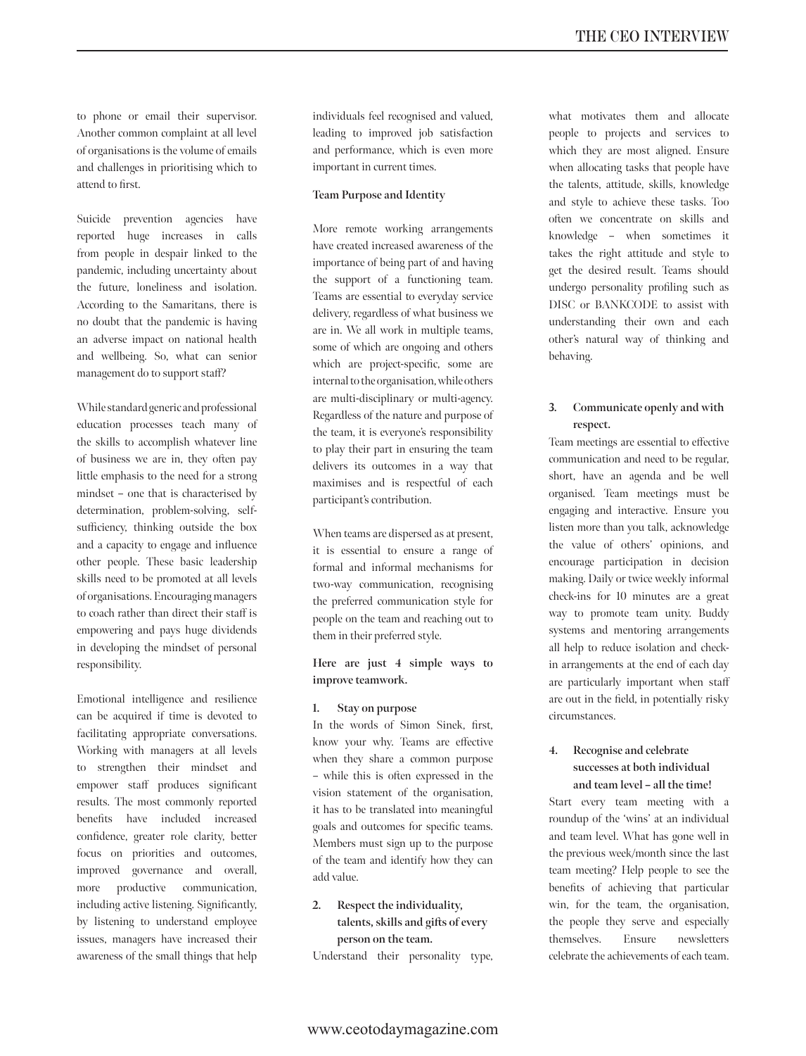to phone or email their supervisor. Another common complaint at all level of organisations is the volume of emails and challenges in prioritising which to attend to first.

Suicide prevention agencies have reported huge increases in calls from people in despair linked to the pandemic, including uncertainty about the future, loneliness and isolation. According to the Samaritans, there is no doubt that the pandemic is having an adverse impact on national health and wellbeing. So, what can senior management do to support staff?

While standard generic and professional education processes teach many of the skills to accomplish whatever line of business we are in, they often pay little emphasis to the need for a strong mindset – one that is characterised by determination, problem-solving, self-sufficiency, thinking outside the box and a capacity to engage and influence other people. These basic leadership skills need to be promoted at all levels of organisations. Encouraging managers to coach rather than direct their staff is empowering and pays huge dividends in developing the mindset of personal responsibility.

Emotional intelligence and resilience can be acquired if time is devoted to facilitating appropriate conversations. Working with managers at all levels to strengthen their mindset and empower staff produces significant results. The most commonly reported benefits have included increased confidence, greater role clarity, better focus on priorities and outcomes, improved governance and overall, more productive communication, including active listening. Significantly, by listening to understand employee issues, managers have increased their awareness of the small things that help individuals feel recognised and valued, leading to improved job satisfaction and performance, which is even more important in current times.

**Team Purpose and Identity**

More remote working arrangements have created increased awareness of the importance of being part of and having the support of a functioning team. Teams are essential to everyday service delivery, regardless of what business we are in. We all work in multiple teams, some of which are ongoing and others which are project-specific, some are internal to the organisation, while others are multi-disciplinary or multi-agency. Regardless of the nature and purpose of the team, it is everyone's responsibility to play their part in ensuring the team delivers its outcomes in a way that maximises and is respectful of each participant's contribution.

When teams are dispersed as at present, it is essential to ensure a range of formal and informal mechanisms for two-way communication, recognising the preferred communication style for people on the team and reaching out to them in their preferred style.

**Here are just 4 simple ways to improve teamwork.**

**1. Stay on purpose**

In the words of Simon Sinek, first, know your why. Teams are effective when they share a common purpose – while this is often expressed in the vision statement of the organisation, it has to be translated into meaningful goals and outcomes for specific teams. Members must sign up to the purpose of the team and identify how they can add value.

**2. Respect the individuality, talents, skills and gifts of every person on the team.**

Understand their personality type, what motivates them and allocate people to projects and services to which they are most aligned. Ensure when allocating tasks that people have the talents, attitude, skills, knowledge and style to achieve these tasks. Too often we concentrate on skills and knowledge – when sometimes it takes the right attitude and style to get the desired result. Teams should undergo personality profiling such as DISC or BANKCODE to assist with understanding their own and each other's natural way of thinking and behaving.

**3. Communicate openly and with respect.**

Team meetings are essential to effective communication and need to be regular, short, have an agenda and be well organised. Team meetings must be engaging and interactive. Ensure you listen more than you talk, acknowledge the value of others' opinions, and encourage participation in decision making. Daily or twice weekly informal check-ins for 10 minutes are a great way to promote team unity. Buddy systems and mentoring arrangements all help to reduce isolation and check-in arrangements at the end of each day are particularly important when staff are out in the field, in potentially risky circumstances.

**4. Recognise and celebrate successes at both individual and team level – all the time!**

Start every team meeting with a roundup of the 'wins' at an individual and team level. What has gone well in the previous week/month since the last team meeting? Help people to see the benefits of achieving that particular win, for the team, the organisation, the people they serve and especially themselves. Ensure newsletters celebrate the achievements of each team.